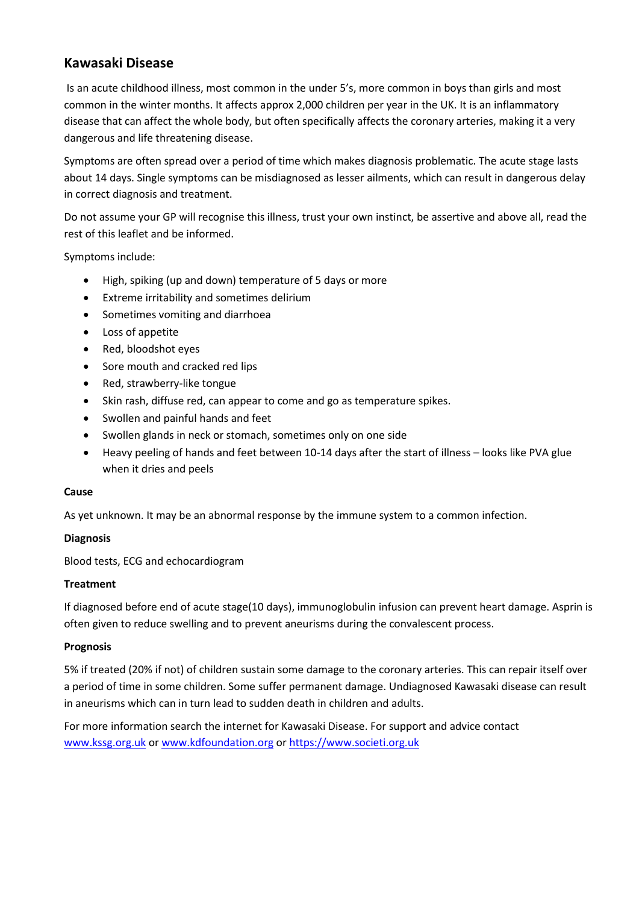## Kawasaki Disease

Is an acute childhood illness, most common in the under 5's, more common in boys than girls and most common in the winter months. It affects approx 2,000 children per year in the UK. It is an inflammatory disease that can affect the whole body, but often specifically affects the coronary arteries, making it a very dangerous and life threatening disease.

Symptoms are often spread over a period of time which makes diagnosis problematic. The acute stage lasts about 14 days. Single symptoms can be misdiagnosed as lesser ailments, which can result in dangerous delay in correct diagnosis and treatment.

Do not assume your GP will recognise this illness, trust your own instinct, be assertive and above all, read the rest of this leaflet and be informed.

Symptoms include:

- High, spiking (up and down) temperature of 5 days or more
- Extreme irritability and sometimes delirium
- Sometimes vomiting and diarrhoea
- Loss of appetite
- Red, bloodshot eyes
- Sore mouth and cracked red lips
- Red, strawberry-like tongue
- Skin rash, diffuse red, can appear to come and go as temperature spikes.
- Swollen and painful hands and feet
- Swollen glands in neck or stomach, sometimes only on one side
- Heavy peeling of hands and feet between 10-14 days after the start of illness – looks like PVA glue when it dries and peels

**Cause**

As yet unknown. It may be an abnormal response by the immune system to a common infection.

**Diagnosis**

Blood tests, ECG and echocardiogram

**Treatment**

If diagnosed before end of acute stage(10 days), immunoglobulin infusion can prevent heart damage. Asprin is often given to reduce swelling and to prevent aneurisms during the convalescent process.

**Prognosis**

5% if treated (20% if not) of children sustain some damage to the coronary arteries. This can repair itself over a period of time in some children. Some suffer permanent damage. Undiagnosed Kawasaki disease can result in aneurisms which can in turn lead to sudden death in children and adults.

For more information search the internet for Kawasaki Disease. For support and advice contact [www.kssg.org.uk](http://www.kssg.org.uk) or [www.kdfoundation.org](http://www.kdfoundation.org) or [https://www.societi.org.uk](https://www.societi.org.uk)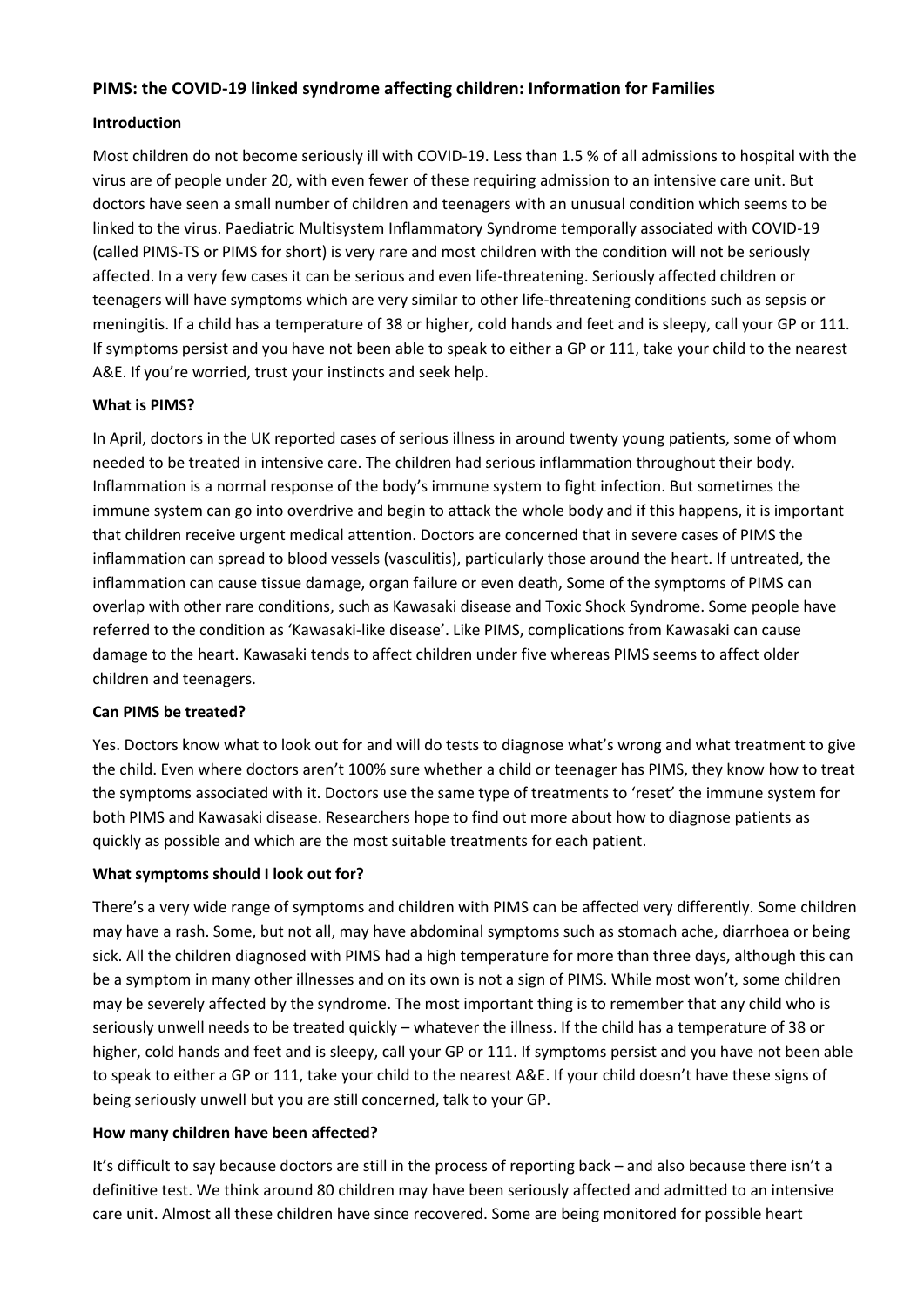## PIMS: the COVID-19 linked syndrome affecting children: Information for Families

### Introduction

Most children do not become seriously ill with COVID-19. Less than 1.5 % of all admissions to hospital with the virus are of people under 20, with even fewer of these requiring admission to an intensive care unit. But doctors have seen a small number of children and teenagers with an unusual condition which seems to be linked to the virus. Paediatric Multisystem Inflammatory Syndrome temporally associated with COVID-19 (called PIMS-TS or PIMS for short) is very rare and most children with the condition will not be seriously affected. In a very few cases it can be serious and even life-threatening. Seriously affected children or teenagers will have symptoms which are very similar to other life-threatening conditions such as sepsis or meningitis. If a child has a temperature of 38 or higher, cold hands and feet and is sleepy, call your GP or 111. If symptoms persist and you have not been able to speak to either a GP or 111, take your child to the nearest A&E. If you're worried, trust your instincts and seek help.

### What is PIMS?

In April, doctors in the UK reported cases of serious illness in around twenty young patients, some of whom needed to be treated in intensive care. The children had serious inflammation throughout their body. Inflammation is a normal response of the body's immune system to fight infection. But sometimes the immune system can go into overdrive and begin to attack the whole body and if this happens, it is important that children receive urgent medical attention. Doctors are concerned that in severe cases of PIMS the inflammation can spread to blood vessels (vasculitis), particularly those around the heart. If untreated, the inflammation can cause tissue damage, organ failure or even death, Some of the symptoms of PIMS can overlap with other rare conditions, such as Kawasaki disease and Toxic Shock Syndrome. Some people have referred to the condition as 'Kawasaki-like disease'. Like PIMS, complications from Kawasaki can cause damage to the heart. Kawasaki tends to affect children under five whereas PIMS seems to affect older children and teenagers.

### Can PIMS be treated?

Yes. Doctors know what to look out for and will do tests to diagnose what's wrong and what treatment to give the child. Even where doctors aren't 100% sure whether a child or teenager has PIMS, they know how to treat the symptoms associated with it. Doctors use the same type of treatments to 'reset' the immune system for both PIMS and Kawasaki disease. Researchers hope to find out more about how to diagnose patients as quickly as possible and which are the most suitable treatments for each patient.

### What symptoms should I look out for?

There's a very wide range of symptoms and children with PIMS can be affected very differently. Some children may have a rash. Some, but not all, may have abdominal symptoms such as stomach ache, diarrhoea or being sick. All the children diagnosed with PIMS had a high temperature for more than three days, although this can be a symptom in many other illnesses and on its own is not a sign of PIMS. While most won't, some children may be severely affected by the syndrome. The most important thing is to remember that any child who is seriously unwell needs to be treated quickly – whatever the illness. If the child has a temperature of 38 or higher, cold hands and feet and is sleepy, call your GP or 111. If symptoms persist and you have not been able to speak to either a GP or 111, take your child to the nearest A&E. If your child doesn't have these signs of being seriously unwell but you are still concerned, talk to your GP.

### How many children have been affected?

It's difficult to say because doctors are still in the process of reporting back – and also because there isn't a definitive test. We think around 80 children may have been seriously affected and admitted to an intensive care unit. Almost all these children have since recovered. Some are being monitored for possible heart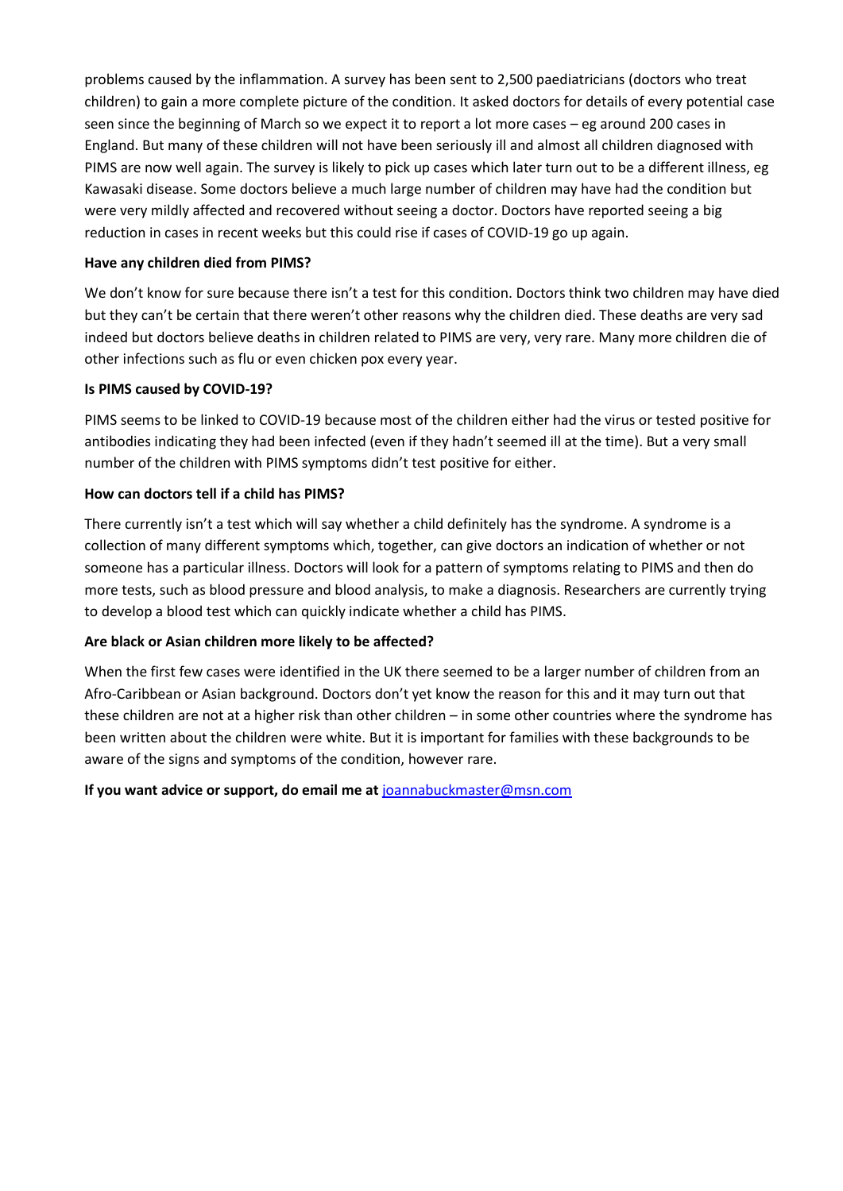problems caused by the inflammation. A survey has been sent to 2,500 paediatricians (doctors who treat children) to gain a more complete picture of the condition. It asked doctors for details of every potential case seen since the beginning of March so we expect it to report a lot more cases – eg around 200 cases in England. But many of these children will not have been seriously ill and almost all children diagnosed with PIMS are now well again. The survey is likely to pick up cases which later turn out to be a different illness, eg Kawasaki disease. Some doctors believe a much large number of children may have had the condition but were very mildly affected and recovered without seeing a doctor. Doctors have reported seeing a big reduction in cases in recent weeks but this could rise if cases of COVID-19 go up again.

**Have any children died from PIMS?**

We don't know for sure because there isn't a test for this condition. Doctors think two children may have died but they can't be certain that there weren't other reasons why the children died. These deaths are very sad indeed but doctors believe deaths in children related to PIMS are very, very rare. Many more children die of other infections such as flu or even chicken pox every year.

**Is PIMS caused by COVID-19?**

PIMS seems to be linked to COVID-19 because most of the children either had the virus or tested positive for antibodies indicating they had been infected (even if they hadn't seemed ill at the time). But a very small number of the children with PIMS symptoms didn't test positive for either.

**How can doctors tell if a child has PIMS?**

There currently isn't a test which will say whether a child definitely has the syndrome. A syndrome is a collection of many different symptoms which, together, can give doctors an indication of whether or not someone has a particular illness. Doctors will look for a pattern of symptoms relating to PIMS and then do more tests, such as blood pressure and blood analysis, to make a diagnosis. Researchers are currently trying to develop a blood test which can quickly indicate whether a child has PIMS.

**Are black or Asian children more likely to be affected?**

When the first few cases were identified in the UK there seemed to be a larger number of children from an Afro-Caribbean or Asian background. Doctors don't yet know the reason for this and it may turn out that these children are not at a higher risk than other children – in some other countries where the syndrome has been written about the children were white. But it is important for families with these backgrounds to be aware of the signs and symptoms of the condition, however rare.

**If you want advice or support, do email me at** joannabuckmaster@msn.com